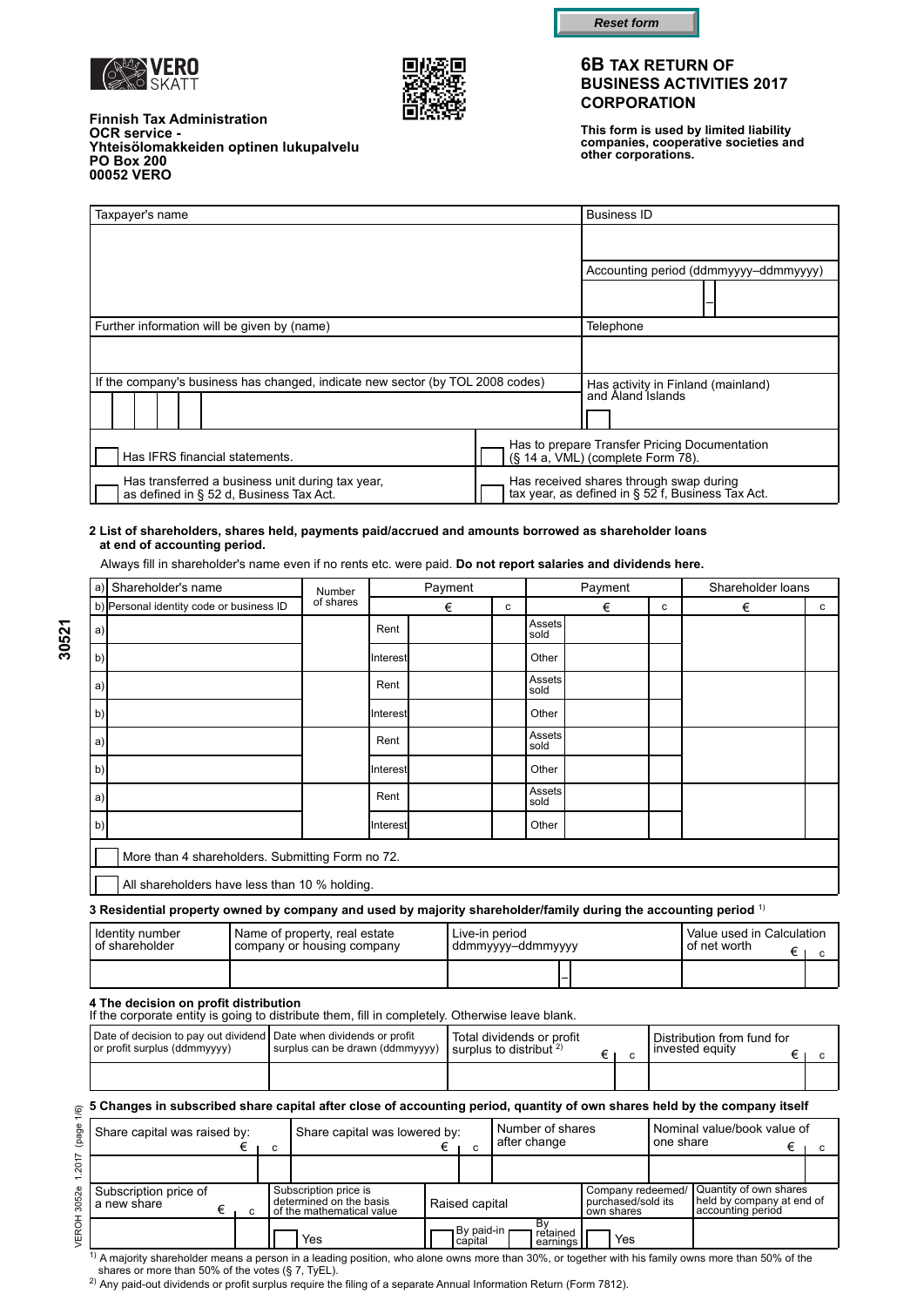Reset form

VERO SKATT

**Finnish Tax Administration**
**OCR service -**
**Yhteisölomakkeiden optinen lukupalvelu**
**PO Box 200**
**00052 VERO**

# 6B TAX RETURN OF BUSINESS ACTIVITIES 2017 CORPORATION

**This form is used by limited liability companies, cooperative societies and other corporations.**

| Taxpayer's name | Business ID |
|---|---|
| | |
| | Accounting period (ddmmyyyy–ddmmyyyy) |
| | – |
| Further information will be given by (name) | Telephone |
| | |
| If the company's business has changed, indicate new sector (by TOL 2008 codes) | Has activity in Finland (mainland) and Åland Islands |
| | |

| | |
|---|---|
| ☐ Has IFRS financial statements. | ☐ Has to prepare Transfer Pricing Documentation (§ 14 a, VML) (complete Form 78). |
| ☐ Has transferred a business unit during tax year, as defined in § 52 d, Business Tax Act. | ☐ Has received shares through swap during tax year, as defined in § 52 f, Business Tax Act. |

**2 List of shareholders, shares held, payments paid/accrued and amounts borrowed as shareholder loans at end of accounting period.**

Always fill in shareholder's name even if no rents etc. were paid. **Do not report salaries and dividends here.**

| a) Shareholder's name / b) Personal identity code or business ID | Number of shares | Payment | € | c | Payment | € | c | Shareholder loans € | c |
|---|---|---|---|---|---|---|---|---|---|
| a) | | Rent | | | Assets sold | | | | |
| b) | | Interest | | | Other | | | | |
| a) | | Rent | | | Assets sold | | | | |
| b) | | Interest | | | Other | | | | |
| a) | | Rent | | | Assets sold | | | | |
| b) | | Interest | | | Other | | | | |
| a) | | Rent | | | Assets sold | | | | |
| b) | | Interest | | | Other | | | | |

☐ More than 4 shareholders. Submitting Form no 72.

☐ All shareholders have less than 10 % holding.

**3 Residential property owned by company and used by majority shareholder/family during the accounting period** [1]

| Identity number of shareholder | Name of property, real estate company or housing company | Live-in period ddmmyyyy–ddmmyyyy | Value used in Calculation of net worth € | c |
|---|---|---|---|---|
| | | – | | |

**4 The decision on profit distribution**
If the corporate entity is going to distribute them, fill in completely. Otherwise leave blank.

| Date of decision to pay out dividend or profit surplus (ddmmyyyy) | Date when dividends or profit surplus can be drawn (ddmmyyyy) | Total dividends or profit surplus to distribut [2] € | c | Distribution from fund for invested equity € | c |
|---|---|---|---|---|---|
| | | | | | |

**5 Changes in subscribed share capital after close of accounting period, quantity of own shares held by the company itself**

| Share capital was raised by: € | c | Share capital was lowered by: € | c | Number of shares after change | Nominal value/book value of one share € | c |
|---|---|---|---|---|---|---|
| | | | | | | |

| Subscription price of a new share € | c | Subscription price is determined on the basis of the mathematical value | Raised capital | Company redeemed/purchased/sold its own shares | Quantity of own shares held by company at end of accounting period |
|---|---|---|---|---|---|
| | | ☐ Yes | ☐ By paid-in capital ☐ By retained earnings | ☐ Yes | |

[1] A majority shareholder means a person in a leading position, who alone owns more than 30%, or together with his family owns more than 50% of the shares or more than 50% of the votes (§ 7, TyEL).

[2] Any paid-out dividends or profit surplus require the filing of a separate Annual Information Return (Form 7812).

VEROH 3052e 1.2017 (page 1/6)

30521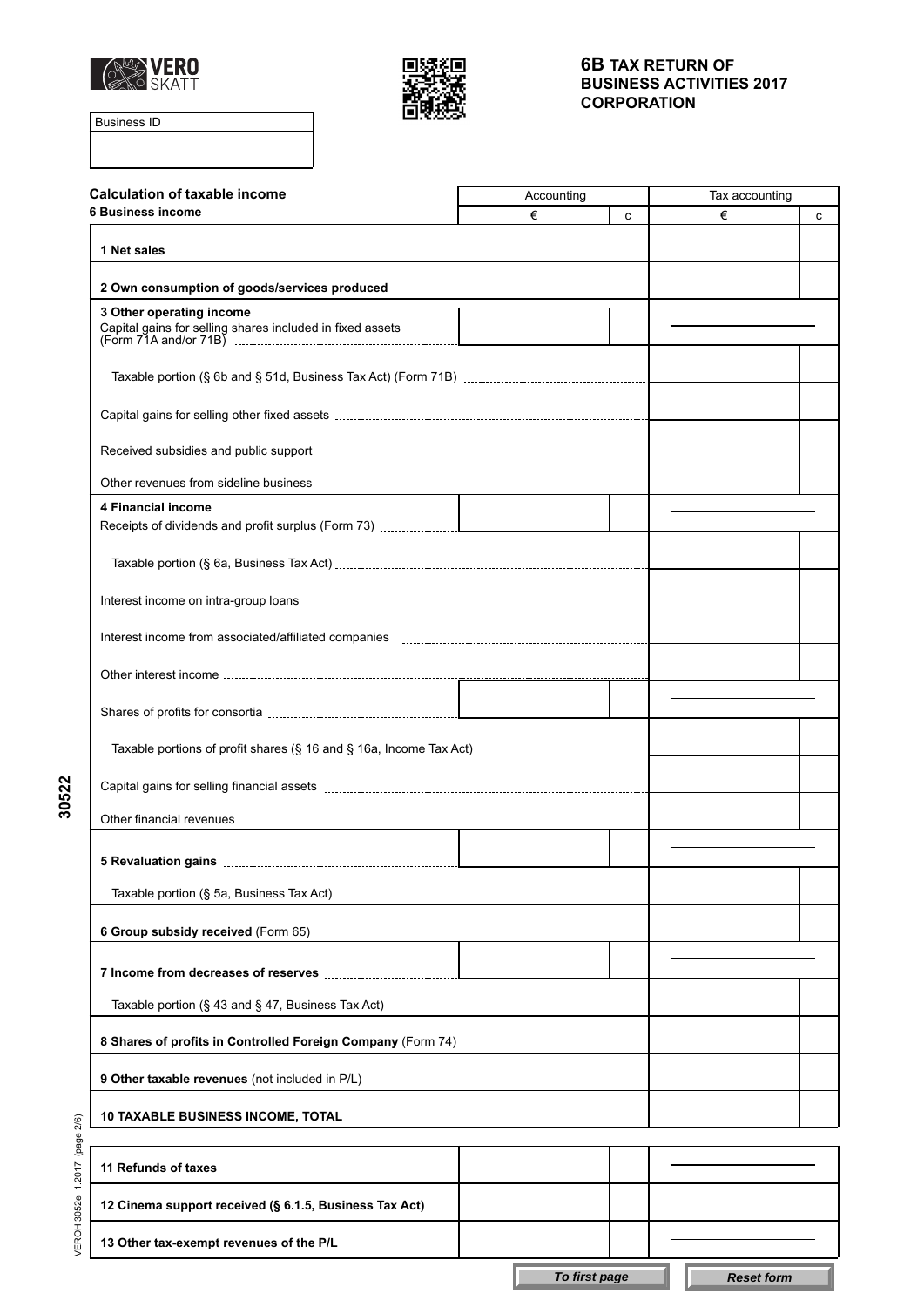**6B TAX RETURN OF BUSINESS ACTIVITIES 2017 CORPORATION**

| Business ID |
|---|
| |

**Calculation of taxable income**

| 6 Business income | Accounting € | c | Tax accounting € | c |
|---|---|---|---|---|
| **1 Net sales** | | | | |
| **2 Own consumption of goods/services produced** | | | | |
| **3 Other operating income** Capital gains for selling shares included in fixed assets (Form 71A and/or 71B) | | | | |
| Taxable portion (§ 6b and § 51d, Business Tax Act) (Form 71B) | | | | |
| Capital gains for selling other fixed assets | | | | |
| Received subsidies and public support | | | | |
| Other revenues from sideline business | | | | |
| **4 Financial income** Receipts of dividends and profit surplus (Form 73) | | | | |
| Taxable portion (§ 6a, Business Tax Act) | | | | |
| Interest income on intra-group loans | | | | |
| Interest income from associated/affiliated companies | | | | |
| Other interest income | | | | |
| Shares of profits for consortia | | | | |
| Taxable portions of profit shares (§ 16 and § 16a, Income Tax Act) | | | | |
| Capital gains for selling financial assets | | | | |
| Other financial revenues | | | | |
| **5 Revaluation gains** | | | | |
| Taxable portion (§ 5a, Business Tax Act) | | | | |
| **6 Group subsidy received** (Form 65) | | | | |
| **7 Income from decreases of reserves** | | | | |
| Taxable portion (§ 43 and § 47, Business Tax Act) | | | | |
| **8 Shares of profits in Controlled Foreign Company** (Form 74) | | | | |
| **9 Other taxable revenues** (not included in P/L) | | | | |
| **10 TAXABLE BUSINESS INCOME, TOTAL** | | | | |

| | Accounting € | c | Tax accounting € | c |
|---|---|---|---|---|
| **11 Refunds of taxes** | | | | |
| **12 Cinema support received (§ 6.1.5, Business Tax Act)** | | | | |
| **13 Other tax-exempt revenues of the P/L** | | | | |

To first page | Reset form

30522

VEROH 3052e 1.2017 (page 2/6)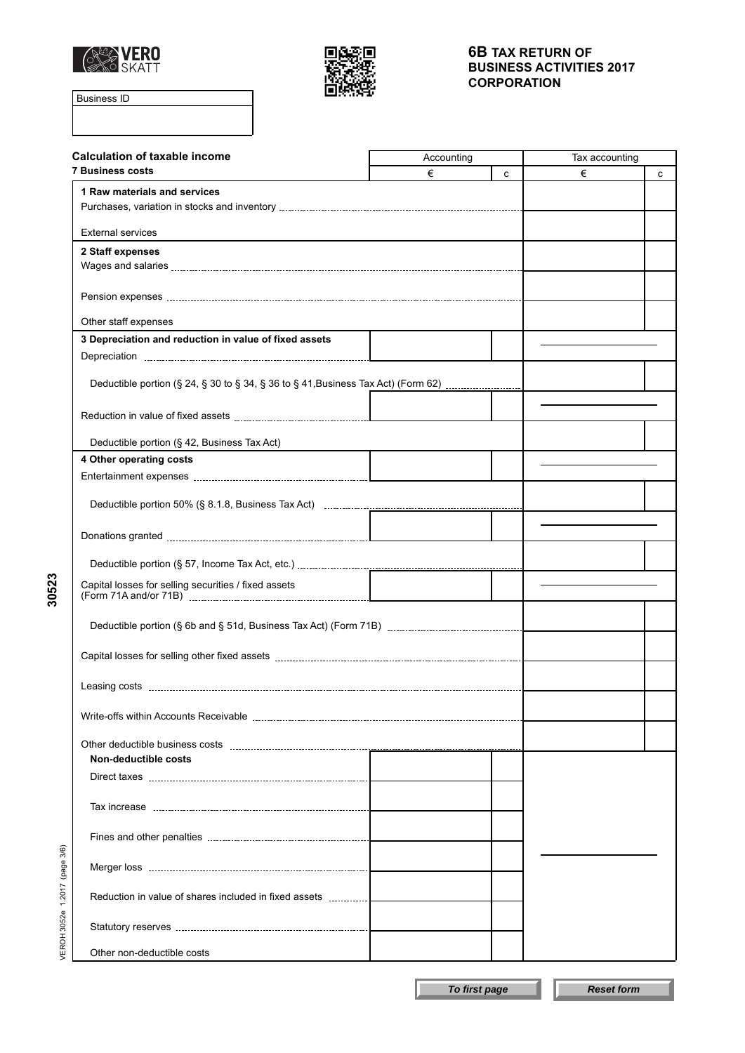**Business ID**

# 6B TAX RETURN OF BUSINESS ACTIVITIES 2017 CORPORATION

## Calculation of taxable income

### 7 Business costs

| | Accounting € | c | Tax accounting € | c |
|---|---|---|---|---|
| **1 Raw materials and services** | | | | |
| Purchases, variation in stocks and inventory | | | | |
| External services | | | | |
| **2 Staff expenses** | | | | |
| Wages and salaries | | | | |
| Pension expenses | | | | |
| Other staff expenses | | | | |
| **3 Depreciation and reduction in value of fixed assets** | | | | |
| Depreciation | | | | |
| Deductible portion (§ 24, § 30 to § 34, § 36 to § 41,Business Tax Act) (Form 62) | | | | |
| Reduction in value of fixed assets | | | | |
| Deductible portion (§ 42, Business Tax Act) | | | | |
| **4 Other operating costs** | | | | |
| Entertainment expenses | | | | |
| Deductible portion 50% (§ 8.1.8, Business Tax Act) | | | | |
| Donations granted | | | | |
| Deductible portion (§ 57, Income Tax Act, etc.) | | | | |
| Capital losses for selling securities / fixed assets (Form 71A and/or 71B) | | | | |
| Deductible portion (§ 6b and § 51d, Business Tax Act) (Form 71B) | | | | |
| Capital losses for selling other fixed assets | | | | |
| Leasing costs | | | | |
| Write-offs within Accounts Receivable | | | | |
| Other deductible business costs | | | | |
| **Non-deductible costs** | | | | |
| Direct taxes | | | | |
| Tax increase | | | | |
| Fines and other penalties | | | | |
| Merger loss | | | | |
| Reduction in value of shares included in fixed assets | | | | |
| Statutory reserves | | | | |
| Other non-deductible costs | | | | |

30523

VEROH 3052e 1.2017 (page 3/6)

*To first page* *Reset form*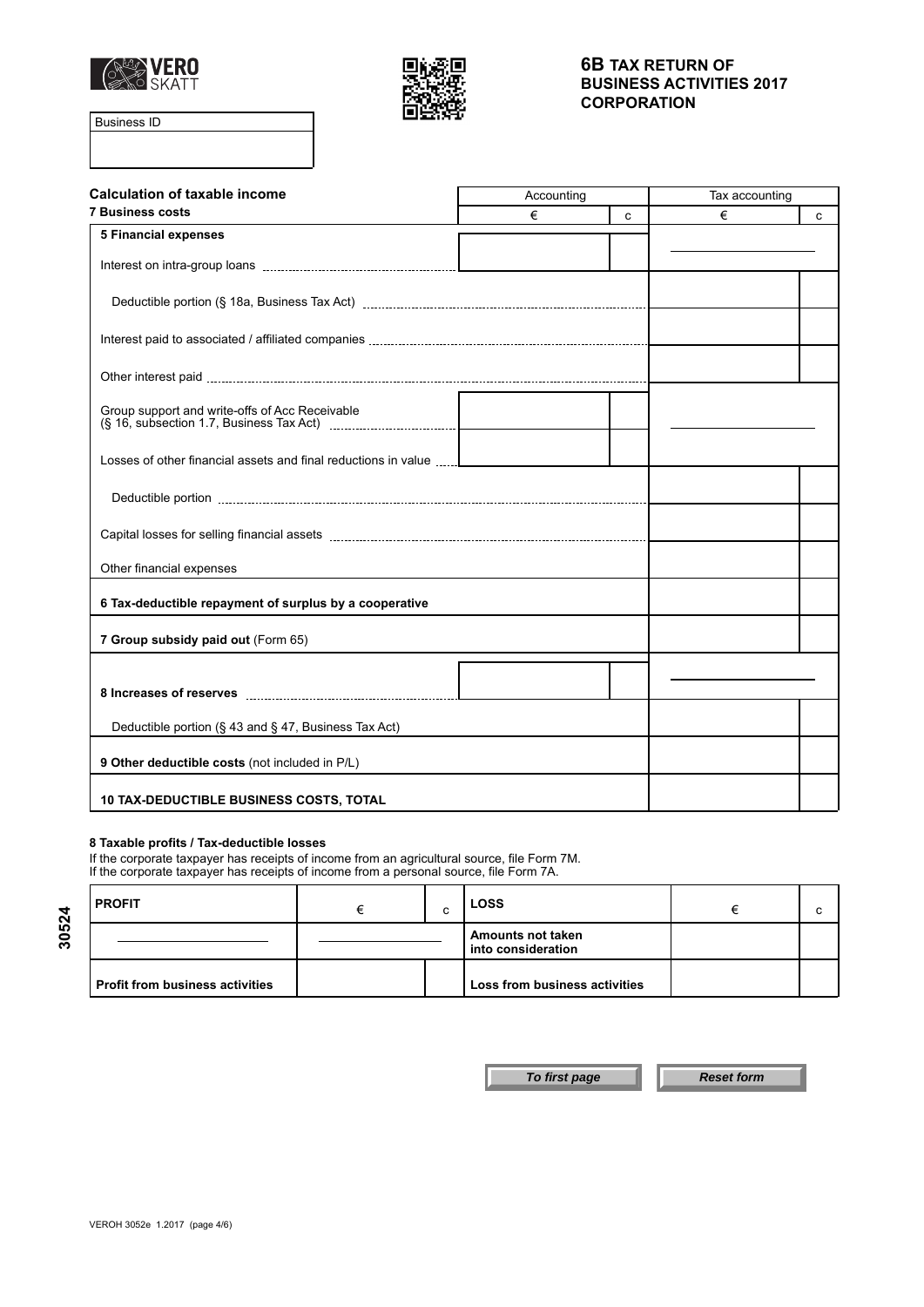# 6B TAX RETURN OF BUSINESS ACTIVITIES 2017 CORPORATION

| Business ID |
| --- |
| |

## Calculation of taxable income

| 7 Business costs | Accounting € | c | Tax accounting € | c |
| --- | --- | --- | --- | --- |
| **5 Financial expenses** | | | | |
| Interest on intra-group loans | | | | |
| Deductible portion (§ 18a, Business Tax Act) | | | | |
| Interest paid to associated / affiliated companies | | | | |
| Other interest paid | | | | |
| Group support and write-offs of Acc Receivable (§ 16, subsection 1.7, Business Tax Act) | | | | |
| Losses of other financial assets and final reductions in value | | | | |
| Deductible portion | | | | |
| Capital losses for selling financial assets | | | | |
| Other financial expenses | | | | |
| **6 Tax-deductible repayment of surplus by a cooperative** | | | | |
| **7 Group subsidy paid out** (Form 65) | | | | |
| **8 Increases of reserves** | | | | |
| Deductible portion (§ 43 and § 47, Business Tax Act) | | | | |
| **9 Other deductible costs** (not included in P/L) | | | | |
| **10 TAX-DEDUCTIBLE BUSINESS COSTS, TOTAL** | | | | |

### 8 Taxable profits / Tax-deductible losses

If the corporate taxpayer has receipts of income from an agricultural source, file Form 7M.
If the corporate taxpayer has receipts of income from a personal source, file Form 7A.

| PROFIT | € | c | LOSS | € | c |
| --- | --- | --- | --- | --- | --- |
| | | | Amounts not taken into consideration | | |
| Profit from business activities | | | Loss from business activities | | |

30524

To first page | Reset form

VEROH 3052e 1.2017 (page 4/6)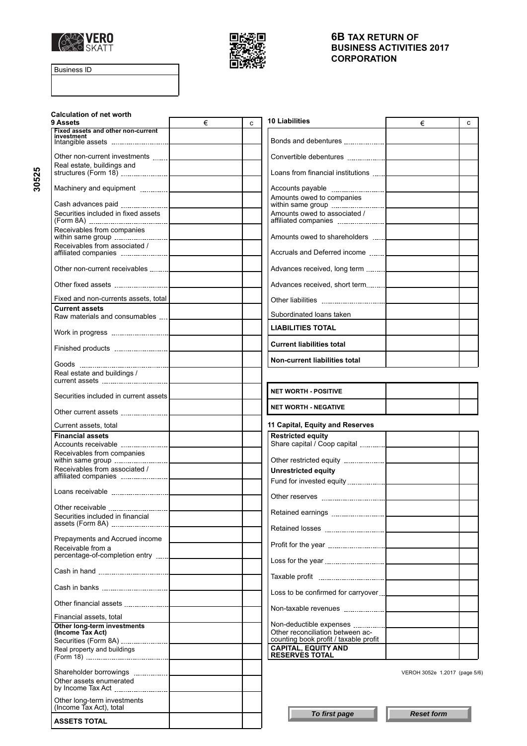# 6B TAX RETURN OF BUSINESS ACTIVITIES 2017 CORPORATION

VERO SKATT

| Business ID |
|---|
| |

30525

## Calculation of net worth

| 9 Assets | € | c |
|---|---|---|
| **Fixed assets and other non-current investment** | | |
| Intangible assets | | |
| Other non-current investments | | |
| Real estate, buildings and structures (Form 18) | | |
| Machinery and equipment | | |
| Cash advances paid | | |
| Securities included in fixed assets (Form 8A) | | |
| Receivables from companies within same group | | |
| Receivables from associated / affiliated companies | | |
| Other non-current receivables | | |
| Other fixed assets | | |
| Fixed and non-currents assets, total | | |
| **Current assets** | | |
| Raw materials and consumables | | |
| Work in progress | | |
| Finished products | | |
| Goods | | |
| Real estate and buildings / current assets | | |
| Securities included in current assets | | |
| Other current assets | | |
| Current assets, total | | |
| **Financial assets** | | |
| Accounts receivable | | |
| Receivables from companies within same group | | |
| Receivables from associated / affiliated companies | | |
| Loans receivable | | |
| Other receivable | | |
| Securities included in financial assets (Form 8A) | | |
| Prepayments and Accrued income | | |
| Receivable from a percentage-of-completion entry | | |
| Cash in hand | | |
| Cash in banks | | |
| Other financial assets | | |
| Financial assets, total | | |
| **Other long-term investments (Income Tax Act)** | | |
| Securities (Form 8A) | | |
| Real property and buildings (Form 18) | | |
| Shareholder borrowings | | |
| Other assets enumerated by Income Tax Act | | |
| Other long-term investments (Income Tax Act), total | | |
| **ASSETS TOTAL** | | |

| 10 Liabilities | € | c |
|---|---|---|
| Bonds and debentures | | |
| Convertible debentures | | |
| Loans from financial institutions | | |
| Accounts payable | | |
| Amounts owed to companies within same group | | |
| Amounts owed to associated / affiliated companies | | |
| Amounts owed to shareholders | | |
| Accruals and Deferred income | | |
| Advances received, long term | | |
| Advances received, short term | | |
| Other liabilities | | |
| Subordinated loans taken | | |
| **LIABILITIES TOTAL** | | |
| **Current liabilities total** | | |
| **Non-current liabilities total** | | |

| | € | c |
|---|---|---|
| **NET WORTH - POSITIVE** | | |
| **NET WORTH - NEGATIVE** | | |

| 11 Capital, Equity and Reserves | € | c |
|---|---|---|
| **Restricted equity** | | |
| Share capital / Coop capital | | |
| Other restricted equity | | |
| **Unrestricted equity** | | |
| Fund for invested equity | | |
| Other reserves | | |
| Retained earnings | | |
| Retained losses | | |
| Profit for the year | | |
| Loss for the year | | |
| Taxable profit | | |
| Loss to be confirmed for carryover | | |
| Non-taxable revenues | | |
| Non-deductible expenses | | |
| Other reconciliation between accounting book profit / taxable profit | | |
| **CAPITAL, EQUITY AND RESERVES TOTAL** | | |

VEROH 3052e 1.2017 (page 5/6)

*To first page* | *Reset form*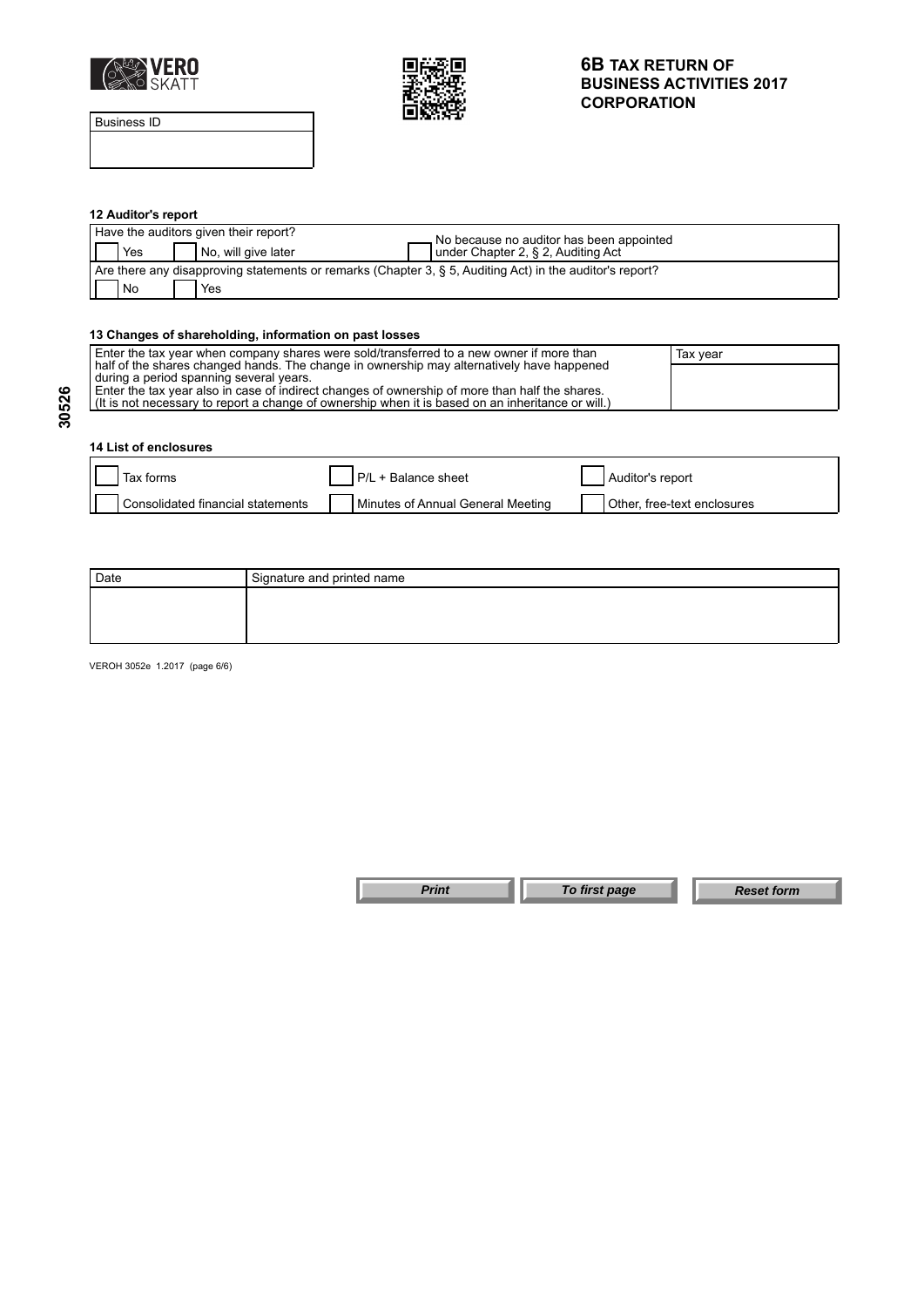# 6B TAX RETURN OF BUSINESS ACTIVITIES 2017 CORPORATION

| Business ID |
| --- |
| |

### 12 Auditor's report

Have the auditors given their report?

- [ ] Yes
- [ ] No, will give later
- [ ] No because no auditor has been appointed under Chapter 2, § 2, Auditing Act

Are there any disapproving statements or remarks (Chapter 3, § 5, Auditing Act) in the auditor's report?

- [ ] No
- [ ] Yes

### 13 Changes of shareholding, information on past losses

| Enter the tax year when company shares were sold/transferred to a new owner if more than half of the shares changed hands. The change in ownership may alternatively have happened during a period spanning several years. Enter the tax year also in case of indirect changes of ownership of more than half the shares. (It is not necessary to report a change of ownership when it is based on an inheritance or will.) | Tax year |
| --- | --- |
| | |

### 14 List of enclosures

- [ ] Tax forms
- [ ] P/L + Balance sheet
- [ ] Auditor's report
- [ ] Consolidated financial statements
- [ ] Minutes of Annual General Meeting
- [ ] Other, free-text enclosures

| Date | Signature and printed name |
| --- | --- |
| | |

VEROH 3052e 1.2017 (page 6/6)

30526

Print | To first page | Reset form